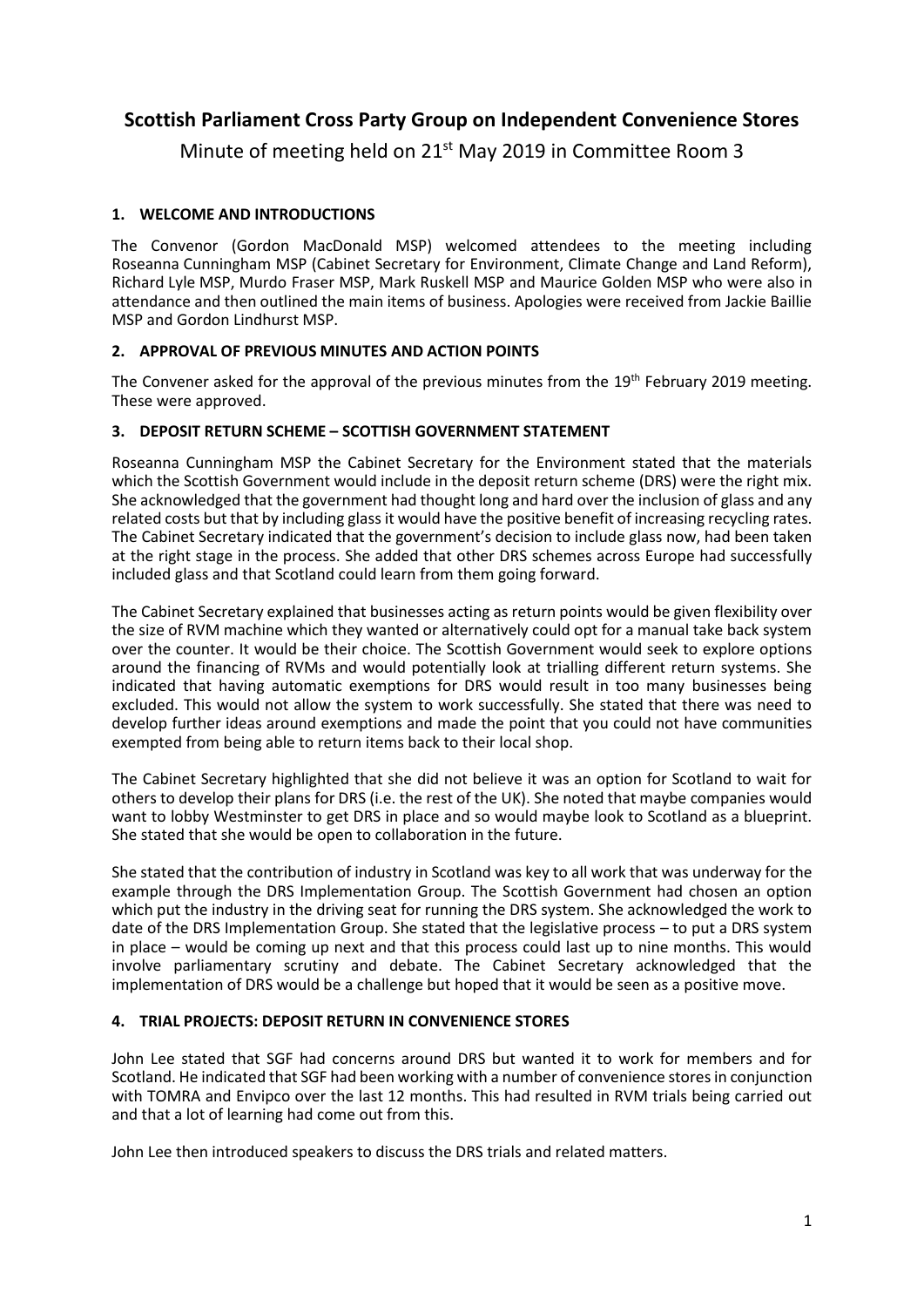# Scottish Parliament Cross Party Group on Independent Convenience Stores

Minute of meeting held on 21st May 2019 in Committee Room 3

## 1. WELCOME AND INTRODUCTIONS

The Convenor (Gordon MacDonald MSP) welcomed attendees to the meeting including Roseanna Cunningham MSP (Cabinet Secretary for Environment, Climate Change and Land Reform), Richard Lyle MSP, Murdo Fraser MSP, Mark Ruskell MSP and Maurice Golden MSP who were also in attendance and then outlined the main items of business. Apologies were received from Jackie Baillie MSP and Gordon Lindhurst MSP.

## 2. APPROVAL OF PREVIOUS MINUTES AND ACTION POINTS

The Convener asked for the approval of the previous minutes from the 19th February 2019 meeting. These were approved.

## 3. DEPOSIT RETURN SCHEME – SCOTTISH GOVERNMENT STATEMENT

Roseanna Cunningham MSP the Cabinet Secretary for the Environment stated that the materials which the Scottish Government would include in the deposit return scheme (DRS) were the right mix. She acknowledged that the government had thought long and hard over the inclusion of glass and any related costs but that by including glass it would have the positive benefit of increasing recycling rates. The Cabinet Secretary indicated that the government's decision to include glass now, had been taken at the right stage in the process. She added that other DRS schemes across Europe had successfully included glass and that Scotland could learn from them going forward.

The Cabinet Secretary explained that businesses acting as return points would be given flexibility over the size of RVM machine which they wanted or alternatively could opt for a manual take back system over the counter. It would be their choice. The Scottish Government would seek to explore options around the financing of RVMs and would potentially look at trialling different return systems. She indicated that having automatic exemptions for DRS would result in too many businesses being excluded. This would not allow the system to work successfully. She stated that there was need to develop further ideas around exemptions and made the point that you could not have communities exempted from being able to return items back to their local shop.

The Cabinet Secretary highlighted that she did not believe it was an option for Scotland to wait for others to develop their plans for DRS (i.e. the rest of the UK). She noted that maybe companies would want to lobby Westminster to get DRS in place and so would maybe look to Scotland as a blueprint. She stated that she would be open to collaboration in the future.

She stated that the contribution of industry in Scotland was key to all work that was underway for the example through the DRS Implementation Group. The Scottish Government had chosen an option which put the industry in the driving seat for running the DRS system. She acknowledged the work to date of the DRS Implementation Group. She stated that the legislative process – to put a DRS system in place – would be coming up next and that this process could last up to nine months. This would involve parliamentary scrutiny and debate. The Cabinet Secretary acknowledged that the implementation of DRS would be a challenge but hoped that it would be seen as a positive move.

## 4. TRIAL PROJECTS: DEPOSIT RETURN IN CONVENIENCE STORES

John Lee stated that SGF had concerns around DRS but wanted it to work for members and for Scotland. He indicated that SGF had been working with a number of convenience stores in conjunction with TOMRA and Envipco over the last 12 months. This had resulted in RVM trials being carried out and that a lot of learning had come out from this.

John Lee then introduced speakers to discuss the DRS trials and related matters.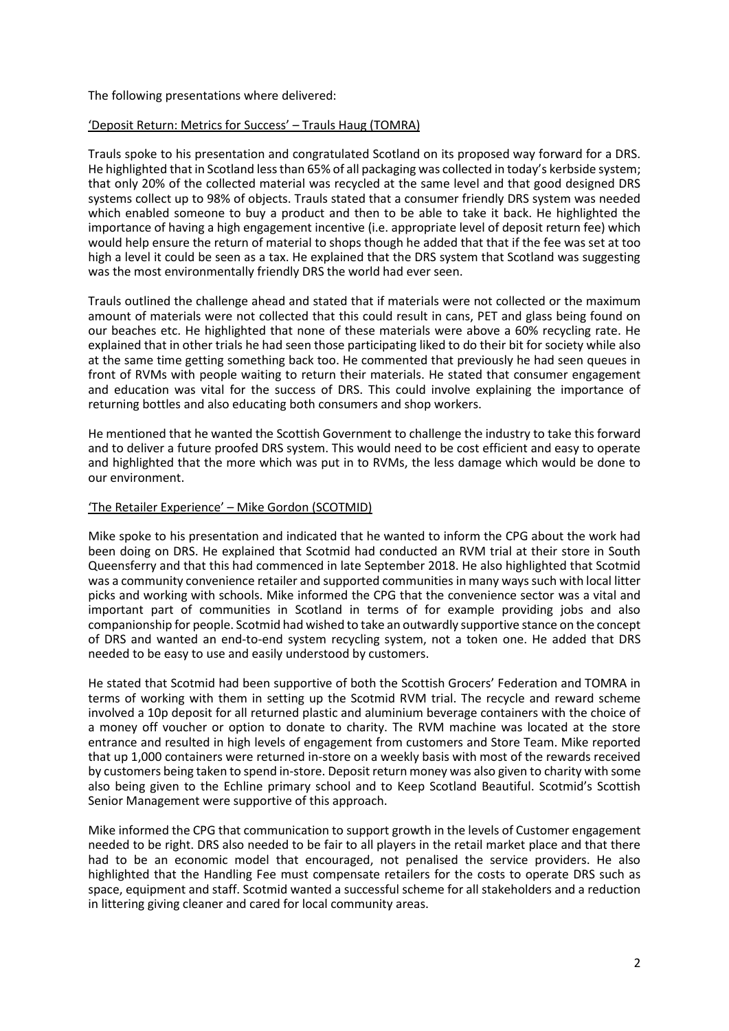The following presentations where delivered:

'Deposit Return: Metrics for Success' – Trauls Haug (TOMRA)

Trauls spoke to his presentation and congratulated Scotland on its proposed way forward for a DRS. He highlighted that in Scotland less than 65% of all packaging was collected in today's kerbside system; that only 20% of the collected material was recycled at the same level and that good designed DRS systems collect up to 98% of objects. Trauls stated that a consumer friendly DRS system was needed which enabled someone to buy a product and then to be able to take it back. He highlighted the importance of having a high engagement incentive (i.e. appropriate level of deposit return fee) which would help ensure the return of material to shops though he added that that if the fee was set at too high a level it could be seen as a tax. He explained that the DRS system that Scotland was suggesting was the most environmentally friendly DRS the world had ever seen.

Trauls outlined the challenge ahead and stated that if materials were not collected or the maximum amount of materials were not collected that this could result in cans, PET and glass being found on our beaches etc. He highlighted that none of these materials were above a 60% recycling rate. He explained that in other trials he had seen those participating liked to do their bit for society while also at the same time getting something back too. He commented that previously he had seen queues in front of RVMs with people waiting to return their materials. He stated that consumer engagement and education was vital for the success of DRS. This could involve explaining the importance of returning bottles and also educating both consumers and shop workers.

He mentioned that he wanted the Scottish Government to challenge the industry to take this forward and to deliver a future proofed DRS system. This would need to be cost efficient and easy to operate and highlighted that the more which was put in to RVMs, the less damage which would be done to our environment.

'The Retailer Experience' – Mike Gordon (SCOTMID)

Mike spoke to his presentation and indicated that he wanted to inform the CPG about the work had been doing on DRS. He explained that Scotmid had conducted an RVM trial at their store in South Queensferry and that this had commenced in late September 2018. He also highlighted that Scotmid was a community convenience retailer and supported communities in many ways such with local litter picks and working with schools. Mike informed the CPG that the convenience sector was a vital and important part of communities in Scotland in terms of for example providing jobs and also companionship for people. Scotmid had wished to take an outwardly supportive stance on the concept of DRS and wanted an end-to-end system recycling system, not a token one. He added that DRS needed to be easy to use and easily understood by customers.

He stated that Scotmid had been supportive of both the Scottish Grocers' Federation and TOMRA in terms of working with them in setting up the Scotmid RVM trial. The recycle and reward scheme involved a 10p deposit for all returned plastic and aluminium beverage containers with the choice of a money off voucher or option to donate to charity. The RVM machine was located at the store entrance and resulted in high levels of engagement from customers and Store Team. Mike reported that up 1,000 containers were returned in-store on a weekly basis with most of the rewards received by customers being taken to spend in-store. Deposit return money was also given to charity with some also being given to the Echline primary school and to Keep Scotland Beautiful. Scotmid's Scottish Senior Management were supportive of this approach.

Mike informed the CPG that communication to support growth in the levels of Customer engagement needed to be right. DRS also needed to be fair to all players in the retail market place and that there had to be an economic model that encouraged, not penalised the service providers. He also highlighted that the Handling Fee must compensate retailers for the costs to operate DRS such as space, equipment and staff. Scotmid wanted a successful scheme for all stakeholders and a reduction in littering giving cleaner and cared for local community areas.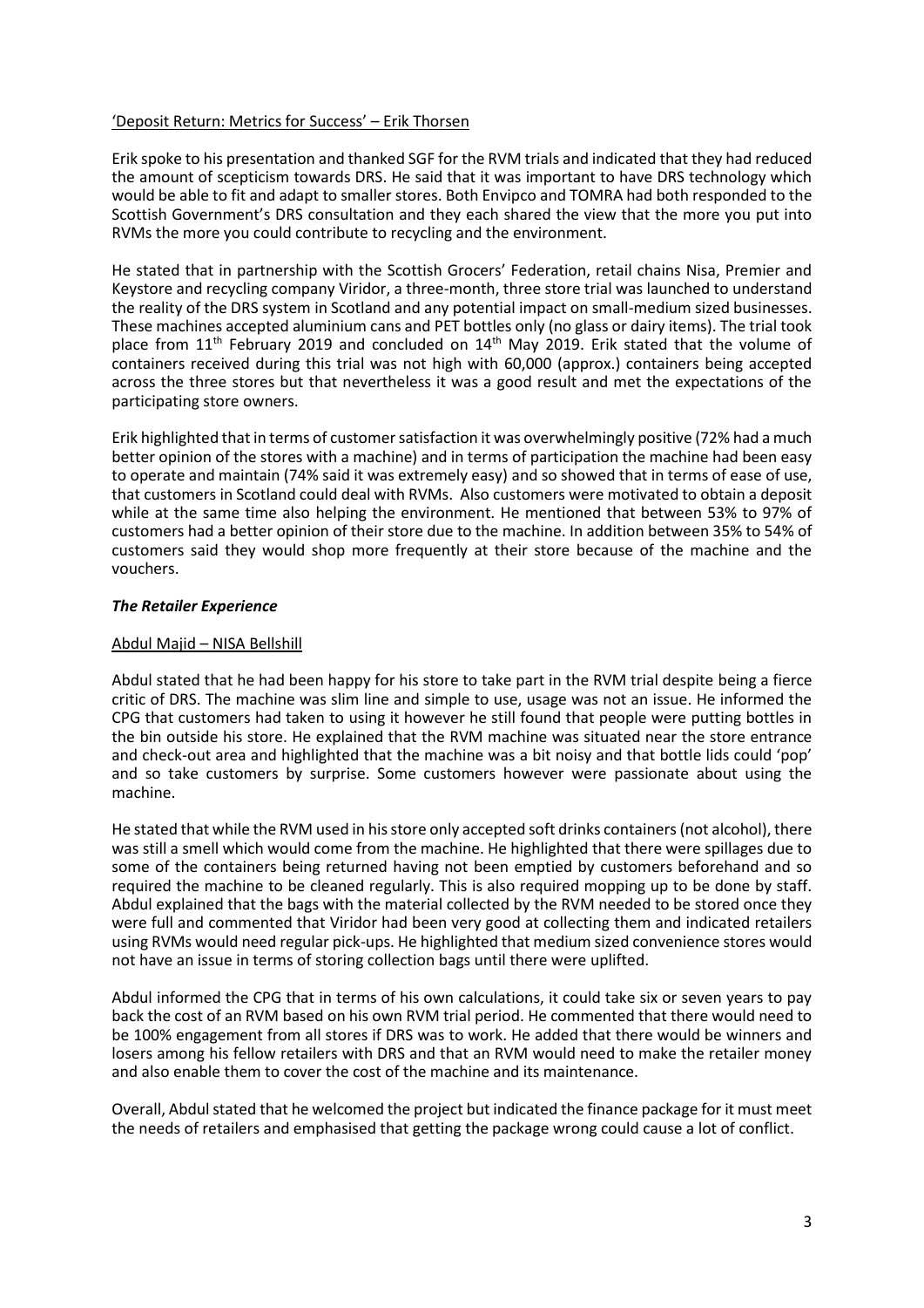'Deposit Return: Metrics for Success' – Erik Thorsen

Erik spoke to his presentation and thanked SGF for the RVM trials and indicated that they had reduced the amount of scepticism towards DRS. He said that it was important to have DRS technology which would be able to fit and adapt to smaller stores. Both Envipco and TOMRA had both responded to the Scottish Government's DRS consultation and they each shared the view that the more you put into RVMs the more you could contribute to recycling and the environment.

He stated that in partnership with the Scottish Grocers' Federation, retail chains Nisa, Premier and Keystore and recycling company Viridor, a three-month, three store trial was launched to understand the reality of the DRS system in Scotland and any potential impact on small-medium sized businesses. These machines accepted aluminium cans and PET bottles only (no glass or dairy items). The trial took place from 11th February 2019 and concluded on 14th May 2019. Erik stated that the volume of containers received during this trial was not high with 60,000 (approx.) containers being accepted across the three stores but that nevertheless it was a good result and met the expectations of the participating store owners.

Erik highlighted that in terms of customer satisfaction it was overwhelmingly positive (72% had a much better opinion of the stores with a machine) and in terms of participation the machine had been easy to operate and maintain (74% said it was extremely easy) and so showed that in terms of ease of use, that customers in Scotland could deal with RVMs. Also customers were motivated to obtain a deposit while at the same time also helping the environment. He mentioned that between 53% to 97% of customers had a better opinion of their store due to the machine. In addition between 35% to 54% of customers said they would shop more frequently at their store because of the machine and the vouchers.

***The Retailer Experience***

Abdul Majid – NISA Bellshill

Abdul stated that he had been happy for his store to take part in the RVM trial despite being a fierce critic of DRS. The machine was slim line and simple to use, usage was not an issue. He informed the CPG that customers had taken to using it however he still found that people were putting bottles in the bin outside his store. He explained that the RVM machine was situated near the store entrance and check-out area and highlighted that the machine was a bit noisy and that bottle lids could 'pop' and so take customers by surprise. Some customers however were passionate about using the machine.

He stated that while the RVM used in his store only accepted soft drinks containers (not alcohol), there was still a smell which would come from the machine. He highlighted that there were spillages due to some of the containers being returned having not been emptied by customers beforehand and so required the machine to be cleaned regularly. This is also required mopping up to be done by staff. Abdul explained that the bags with the material collected by the RVM needed to be stored once they were full and commented that Viridor had been very good at collecting them and indicated retailers using RVMs would need regular pick-ups. He highlighted that medium sized convenience stores would not have an issue in terms of storing collection bags until there were uplifted.

Abdul informed the CPG that in terms of his own calculations, it could take six or seven years to pay back the cost of an RVM based on his own RVM trial period. He commented that there would need to be 100% engagement from all stores if DRS was to work. He added that there would be winners and losers among his fellow retailers with DRS and that an RVM would need to make the retailer money and also enable them to cover the cost of the machine and its maintenance.

Overall, Abdul stated that he welcomed the project but indicated the finance package for it must meet the needs of retailers and emphasised that getting the package wrong could cause a lot of conflict.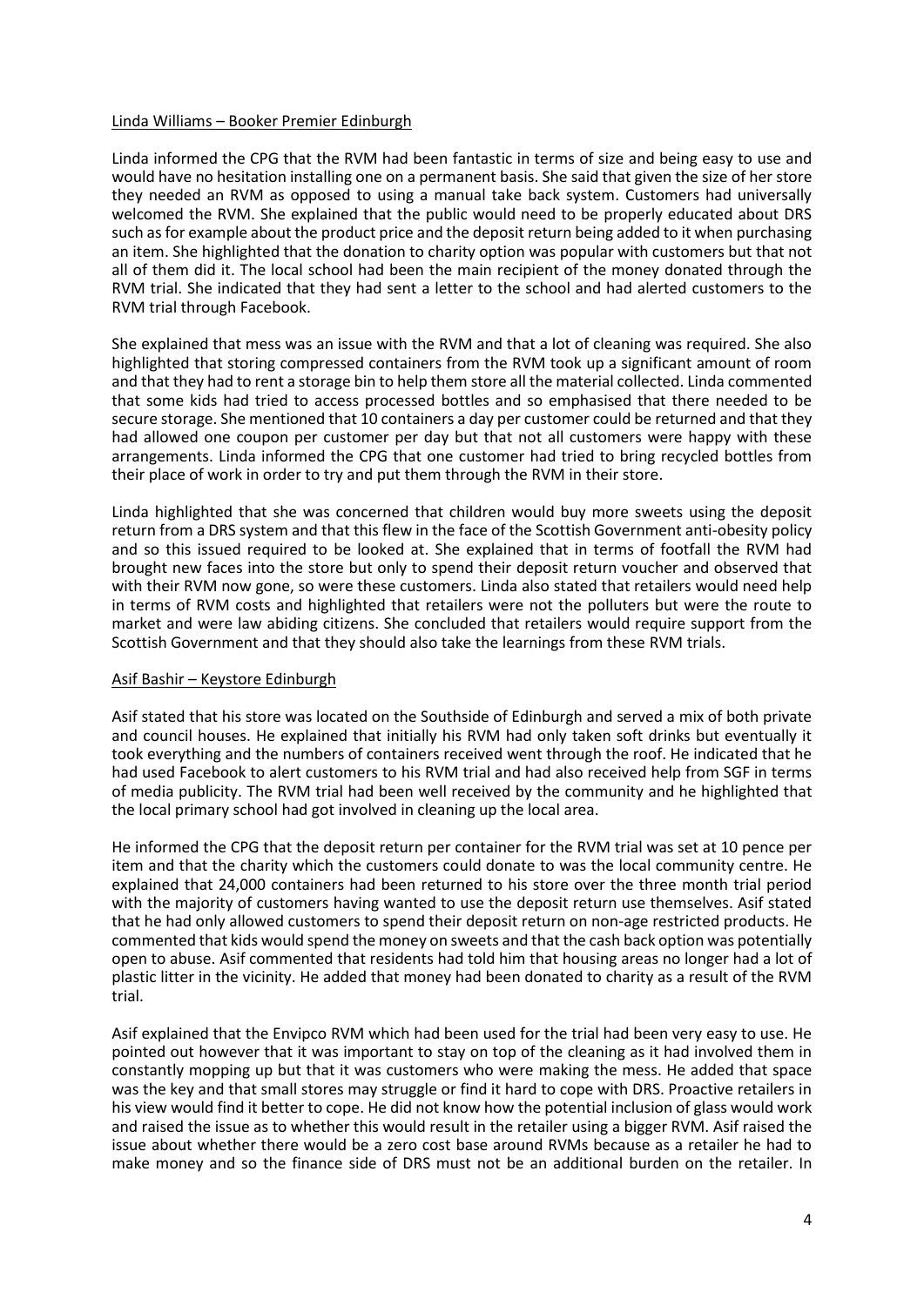Linda Williams – Booker Premier Edinburgh

Linda informed the CPG that the RVM had been fantastic in terms of size and being easy to use and would have no hesitation installing one on a permanent basis. She said that given the size of her store they needed an RVM as opposed to using a manual take back system. Customers had universally welcomed the RVM. She explained that the public would need to be properly educated about DRS such as for example about the product price and the deposit return being added to it when purchasing an item. She highlighted that the donation to charity option was popular with customers but that not all of them did it. The local school had been the main recipient of the money donated through the RVM trial. She indicated that they had sent a letter to the school and had alerted customers to the RVM trial through Facebook.

She explained that mess was an issue with the RVM and that a lot of cleaning was required. She also highlighted that storing compressed containers from the RVM took up a significant amount of room and that they had to rent a storage bin to help them store all the material collected. Linda commented that some kids had tried to access processed bottles and so emphasised that there needed to be secure storage. She mentioned that 10 containers a day per customer could be returned and that they had allowed one coupon per customer per day but that not all customers were happy with these arrangements. Linda informed the CPG that one customer had tried to bring recycled bottles from their place of work in order to try and put them through the RVM in their store.

Linda highlighted that she was concerned that children would buy more sweets using the deposit return from a DRS system and that this flew in the face of the Scottish Government anti-obesity policy and so this issued required to be looked at. She explained that in terms of footfall the RVM had brought new faces into the store but only to spend their deposit return voucher and observed that with their RVM now gone, so were these customers. Linda also stated that retailers would need help in terms of RVM costs and highlighted that retailers were not the polluters but were the route to market and were law abiding citizens. She concluded that retailers would require support from the Scottish Government and that they should also take the learnings from these RVM trials.

Asif Bashir – Keystore Edinburgh

Asif stated that his store was located on the Southside of Edinburgh and served a mix of both private and council houses. He explained that initially his RVM had only taken soft drinks but eventually it took everything and the numbers of containers received went through the roof. He indicated that he had used Facebook to alert customers to his RVM trial and had also received help from SGF in terms of media publicity. The RVM trial had been well received by the community and he highlighted that the local primary school had got involved in cleaning up the local area.

He informed the CPG that the deposit return per container for the RVM trial was set at 10 pence per item and that the charity which the customers could donate to was the local community centre. He explained that 24,000 containers had been returned to his store over the three month trial period with the majority of customers having wanted to use the deposit return use themselves. Asif stated that he had only allowed customers to spend their deposit return on non-age restricted products. He commented that kids would spend the money on sweets and that the cash back option was potentially open to abuse. Asif commented that residents had told him that housing areas no longer had a lot of plastic litter in the vicinity. He added that money had been donated to charity as a result of the RVM trial.

Asif explained that the Envipco RVM which had been used for the trial had been very easy to use. He pointed out however that it was important to stay on top of the cleaning as it had involved them in constantly mopping up but that it was customers who were making the mess. He added that space was the key and that small stores may struggle or find it hard to cope with DRS. Proactive retailers in his view would find it better to cope. He did not know how the potential inclusion of glass would work and raised the issue as to whether this would result in the retailer using a bigger RVM. Asif raised the issue about whether there would be a zero cost base around RVMs because as a retailer he had to make money and so the finance side of DRS must not be an additional burden on the retailer. In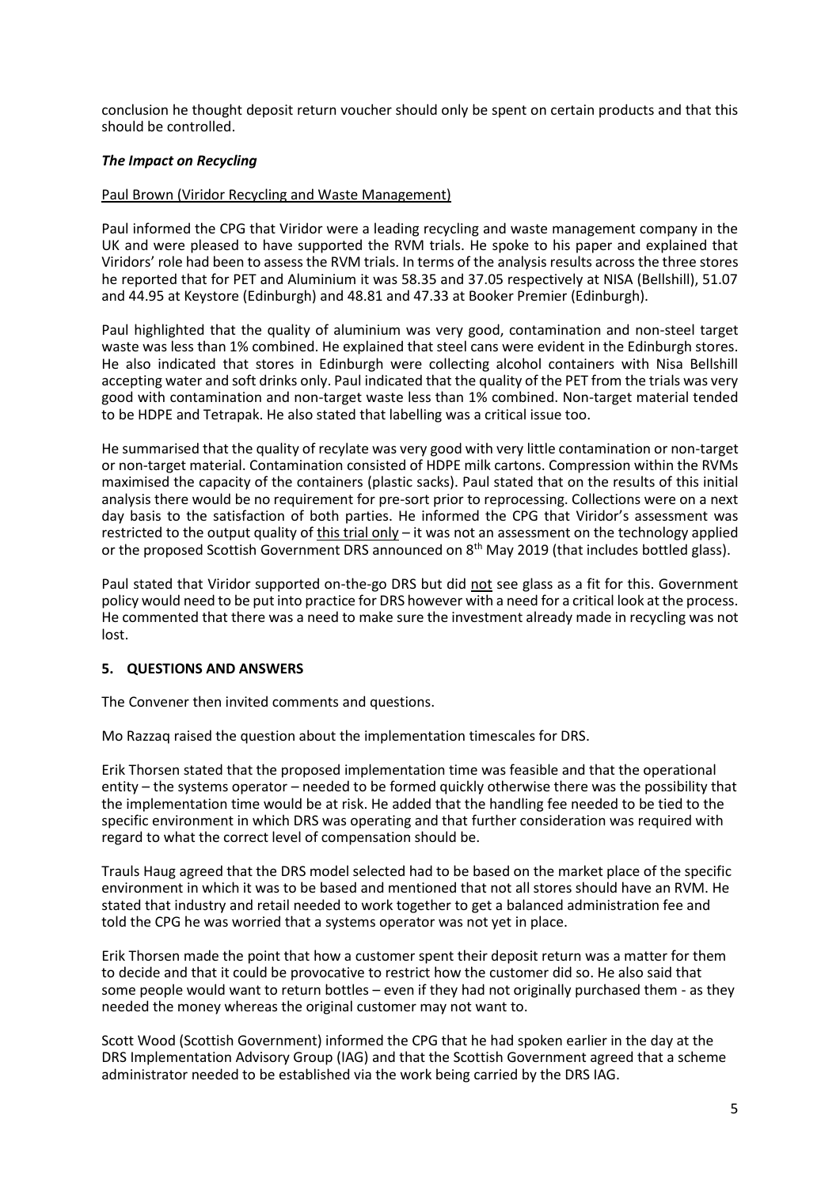conclusion he thought deposit return voucher should only be spent on certain products and that this should be controlled.

### *The Impact on Recycling*

Paul Brown (Viridor Recycling and Waste Management)

Paul informed the CPG that Viridor were a leading recycling and waste management company in the UK and were pleased to have supported the RVM trials. He spoke to his paper and explained that Viridors' role had been to assess the RVM trials. In terms of the analysis results across the three stores he reported that for PET and Aluminium it was 58.35 and 37.05 respectively at NISA (Bellshill), 51.07 and 44.95 at Keystore (Edinburgh) and 48.81 and 47.33 at Booker Premier (Edinburgh).

Paul highlighted that the quality of aluminium was very good, contamination and non-steel target waste was less than 1% combined. He explained that steel cans were evident in the Edinburgh stores. He also indicated that stores in Edinburgh were collecting alcohol containers with Nisa Bellshill accepting water and soft drinks only. Paul indicated that the quality of the PET from the trials was very good with contamination and non-target waste less than 1% combined. Non-target material tended to be HDPE and Tetrapak. He also stated that labelling was a critical issue too.

He summarised that the quality of recylate was very good with very little contamination or non-target or non-target material. Contamination consisted of HDPE milk cartons. Compression within the RVMs maximised the capacity of the containers (plastic sacks). Paul stated that on the results of this initial analysis there would be no requirement for pre-sort prior to reprocessing. Collections were on a next day basis to the satisfaction of both parties. He informed the CPG that Viridor's assessment was restricted to the output quality of this trial only – it was not an assessment on the technology applied or the proposed Scottish Government DRS announced on 8th May 2019 (that includes bottled glass).

Paul stated that Viridor supported on-the-go DRS but did not see glass as a fit for this. Government policy would need to be put into practice for DRS however with a need for a critical look at the process. He commented that there was a need to make sure the investment already made in recycling was not lost.

## 5. QUESTIONS AND ANSWERS

The Convener then invited comments and questions.

Mo Razzaq raised the question about the implementation timescales for DRS.

Erik Thorsen stated that the proposed implementation time was feasible and that the operational entity – the systems operator – needed to be formed quickly otherwise there was the possibility that the implementation time would be at risk. He added that the handling fee needed to be tied to the specific environment in which DRS was operating and that further consideration was required with regard to what the correct level of compensation should be.

Trauls Haug agreed that the DRS model selected had to be based on the market place of the specific environment in which it was to be based and mentioned that not all stores should have an RVM. He stated that industry and retail needed to work together to get a balanced administration fee and told the CPG he was worried that a systems operator was not yet in place.

Erik Thorsen made the point that how a customer spent their deposit return was a matter for them to decide and that it could be provocative to restrict how the customer did so. He also said that some people would want to return bottles – even if they had not originally purchased them - as they needed the money whereas the original customer may not want to.

Scott Wood (Scottish Government) informed the CPG that he had spoken earlier in the day at the DRS Implementation Advisory Group (IAG) and that the Scottish Government agreed that a scheme administrator needed to be established via the work being carried by the DRS IAG.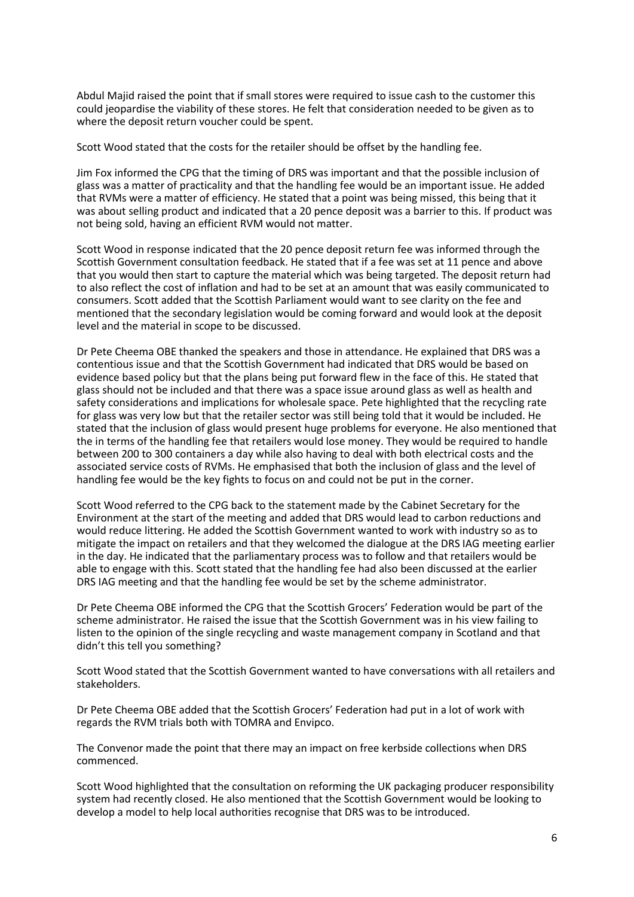Abdul Majid raised the point that if small stores were required to issue cash to the customer this could jeopardise the viability of these stores. He felt that consideration needed to be given as to where the deposit return voucher could be spent.

Scott Wood stated that the costs for the retailer should be offset by the handling fee.

Jim Fox informed the CPG that the timing of DRS was important and that the possible inclusion of glass was a matter of practicality and that the handling fee would be an important issue. He added that RVMs were a matter of efficiency. He stated that a point was being missed, this being that it was about selling product and indicated that a 20 pence deposit was a barrier to this. If product was not being sold, having an efficient RVM would not matter.

Scott Wood in response indicated that the 20 pence deposit return fee was informed through the Scottish Government consultation feedback. He stated that if a fee was set at 11 pence and above that you would then start to capture the material which was being targeted. The deposit return had to also reflect the cost of inflation and had to be set at an amount that was easily communicated to consumers. Scott added that the Scottish Parliament would want to see clarity on the fee and mentioned that the secondary legislation would be coming forward and would look at the deposit level and the material in scope to be discussed.

Dr Pete Cheema OBE thanked the speakers and those in attendance. He explained that DRS was a contentious issue and that the Scottish Government had indicated that DRS would be based on evidence based policy but that the plans being put forward flew in the face of this. He stated that glass should not be included and that there was a space issue around glass as well as health and safety considerations and implications for wholesale space. Pete highlighted that the recycling rate for glass was very low but that the retailer sector was still being told that it would be included. He stated that the inclusion of glass would present huge problems for everyone. He also mentioned that the in terms of the handling fee that retailers would lose money. They would be required to handle between 200 to 300 containers a day while also having to deal with both electrical costs and the associated service costs of RVMs. He emphasised that both the inclusion of glass and the level of handling fee would be the key fights to focus on and could not be put in the corner.

Scott Wood referred to the CPG back to the statement made by the Cabinet Secretary for the Environment at the start of the meeting and added that DRS would lead to carbon reductions and would reduce littering. He added the Scottish Government wanted to work with industry so as to mitigate the impact on retailers and that they welcomed the dialogue at the DRS IAG meeting earlier in the day. He indicated that the parliamentary process was to follow and that retailers would be able to engage with this. Scott stated that the handling fee had also been discussed at the earlier DRS IAG meeting and that the handling fee would be set by the scheme administrator.

Dr Pete Cheema OBE informed the CPG that the Scottish Grocers' Federation would be part of the scheme administrator. He raised the issue that the Scottish Government was in his view failing to listen to the opinion of the single recycling and waste management company in Scotland and that didn't this tell you something?

Scott Wood stated that the Scottish Government wanted to have conversations with all retailers and stakeholders.

Dr Pete Cheema OBE added that the Scottish Grocers' Federation had put in a lot of work with regards the RVM trials both with TOMRA and Envipco.

The Convenor made the point that there may an impact on free kerbside collections when DRS commenced.

Scott Wood highlighted that the consultation on reforming the UK packaging producer responsibility system had recently closed. He also mentioned that the Scottish Government would be looking to develop a model to help local authorities recognise that DRS was to be introduced.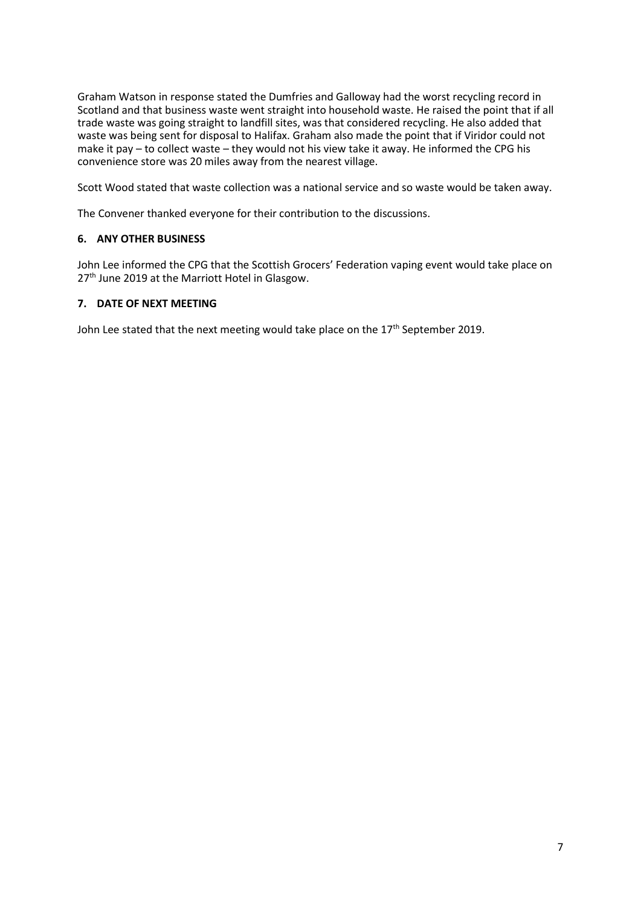Graham Watson in response stated the Dumfries and Galloway had the worst recycling record in Scotland and that business waste went straight into household waste. He raised the point that if all trade waste was going straight to landfill sites, was that considered recycling. He also added that waste was being sent for disposal to Halifax. Graham also made the point that if Viridor could not make it pay – to collect waste – they would not his view take it away. He informed the CPG his convenience store was 20 miles away from the nearest village.

Scott Wood stated that waste collection was a national service and so waste would be taken away.

The Convener thanked everyone for their contribution to the discussions.

### 6. ANY OTHER BUSINESS

John Lee informed the CPG that the Scottish Grocers' Federation vaping event would take place on 27th June 2019 at the Marriott Hotel in Glasgow.

### 7. DATE OF NEXT MEETING

John Lee stated that the next meeting would take place on the 17th September 2019.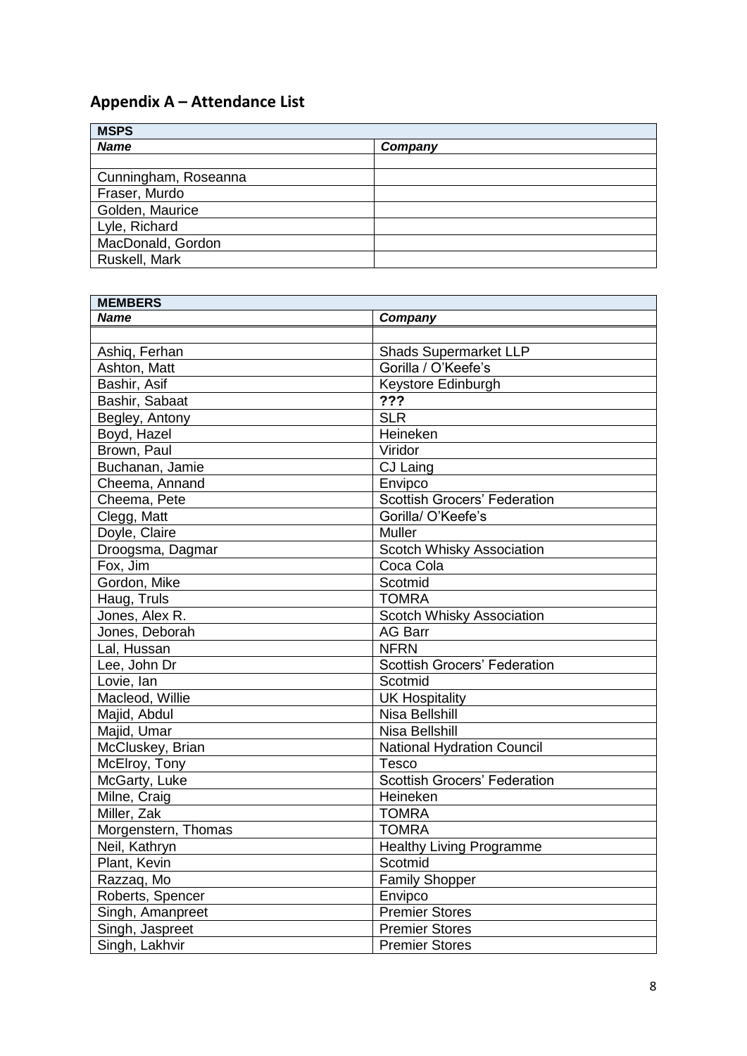## Appendix A – Attendance List

| MSPS | |
|---|---|
| ***Name*** | ***Company*** |
| | |
| Cunningham, Roseanna | |
| Fraser, Murdo | |
| Golden, Maurice | |
| Lyle, Richard | |
| MacDonald, Gordon | |
| Ruskell, Mark | |

| MEMBERS | |
|---|---|
| ***Name*** | ***Company*** |
| | |
| Ashiq, Ferhan | Shads Supermarket LLP |
| Ashton, Matt | Gorilla / O'Keefe's |
| Bashir, Asif | Keystore Edinburgh |
| Bashir, Sabaat | **???** |
| Begley, Antony | SLR |
| Boyd, Hazel | Heineken |
| Brown, Paul | Viridor |
| Buchanan, Jamie | CJ Laing |
| Cheema, Annand | Envipco |
| Cheema, Pete | Scottish Grocers' Federation |
| Clegg, Matt | Gorilla/ O'Keefe's |
| Doyle, Claire | Muller |
| Droogsma, Dagmar | Scotch Whisky Association |
| Fox, Jim | Coca Cola |
| Gordon, Mike | Scotmid |
| Haug, Truls | TOMRA |
| Jones, Alex R. | Scotch Whisky Association |
| Jones, Deborah | AG Barr |
| Lal, Hussan | NFRN |
| Lee, John Dr | Scottish Grocers' Federation |
| Lovie, Ian | Scotmid |
| Macleod, Willie | UK Hospitality |
| Majid, Abdul | Nisa Bellshill |
| Majid, Umar | Nisa Bellshill |
| McCluskey, Brian | National Hydration Council |
| McElroy, Tony | Tesco |
| McGarty, Luke | Scottish Grocers' Federation |
| Milne, Craig | Heineken |
| Miller, Zak | TOMRA |
| Morgenstern, Thomas | TOMRA |
| Neil, Kathryn | Healthy Living Programme |
| Plant, Kevin | Scotmid |
| Razzaq, Mo | Family Shopper |
| Roberts, Spencer | Envipco |
| Singh, Amanpreet | Premier Stores |
| Singh, Jaspreet | Premier Stores |
| Singh, Lakhvir | Premier Stores |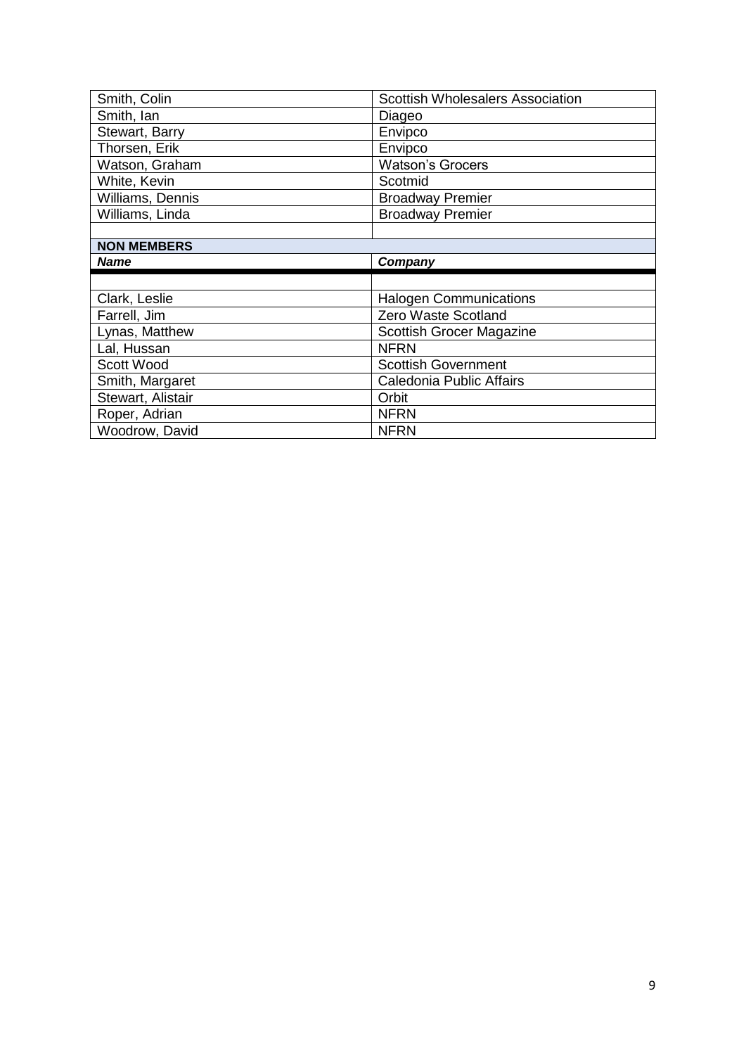| | |
|---|---|
| Smith, Colin | Scottish Wholesalers Association |
| Smith, Ian | Diageo |
| Stewart, Barry | Envipco |
| Thorsen, Erik | Envipco |
| Watson, Graham | Watson's Grocers |
| White, Kevin | Scotmid |
| Williams, Dennis | Broadway Premier |
| Williams, Linda | Broadway Premier |
| | |
| **NON MEMBERS** | |
| ***Name*** | ***Company*** |
| | |
| Clark, Leslie | Halogen Communications |
| Farrell, Jim | Zero Waste Scotland |
| Lynas, Matthew | Scottish Grocer Magazine |
| Lal, Hussan | NFRN |
| Scott Wood | Scottish Government |
| Smith, Margaret | Caledonia Public Affairs |
| Stewart, Alistair | Orbit |
| Roper, Adrian | NFRN |
| Woodrow, David | NFRN |